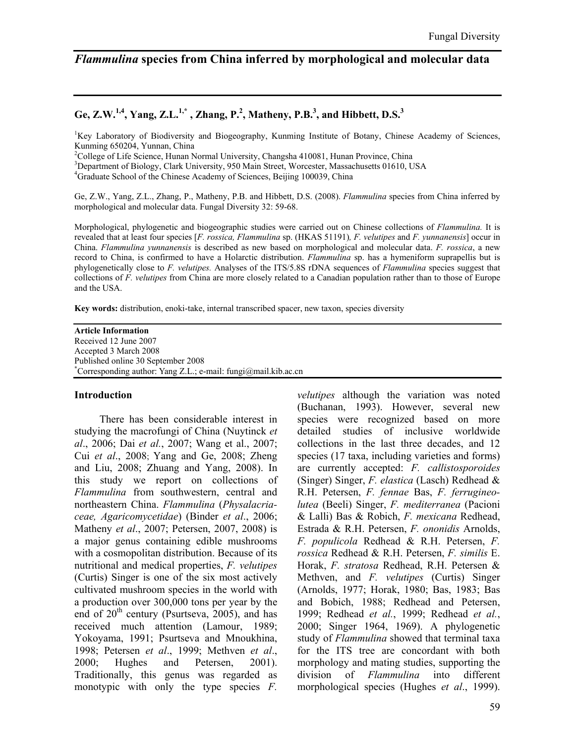# *Flammulina* species from China inferred by morphological and molecular data

**Ge, Z.W.[1,4], Yang, Z.L.[1,*], Zhang, P.[2], Matheny, P.B.[3], and Hibbett, D.S.[3]**

[1]Key Laboratory of Biodiversity and Biogeography, Kunming Institute of Botany, Chinese Academy of Sciences, Kunming 650204, Yunnan, China

[2]College of Life Science, Hunan Normal University, Changsha 410081, Hunan Province, China

[3]Department of Biology, Clark University, 950 Main Street, Worcester, Massachusetts 01610, USA

[4]Graduate School of the Chinese Academy of Sciences, Beijing 100039, China

Ge, Z.W., Yang, Z.L., Zhang, P., Matheny, P.B. and Hibbett, D.S. (2008). *Flammulina* species from China inferred by morphological and molecular data. Fungal Diversity 32: 59-68.

Morphological, phylogenetic and biogeographic studies were carried out on Chinese collections of *Flammulina.* It is revealed that at least four species [*F. rossica, Flammulina* sp. (HKAS 51191)*, F. velutipes* and *F. yunnanensis*] occur in China. *Flammulina yunnanensis* is described as new based on morphological and molecular data. *F. rossica*, a new record to China, is confirmed to have a Holarctic distribution. *Flammulina* sp. has a hymeniform suprapellis but is phylogenetically close to *F. velutipes.* Analyses of the ITS/5.8S rDNA sequences of *Flammulina* species suggest that collections of *F. velutipes* from China are more closely related to a Canadian population rather than to those of Europe and the USA.

**Key words:** distribution, enoki-take, internal transcribed spacer, new taxon, species diversity

**Article Information**
Received 12 June 2007
Accepted 3 March 2008
Published online 30 September 2008
[*]Corresponding author: Yang Z.L.; e-mail: fungi@mail.kib.ac.cn

## Introduction

There has been considerable interest in studying the macrofungi of China (Nuytinck *et al*., 2006; Dai *et al.*, 2007; Wang et al., 2007; Cui *et al*., 2008; Yang and Ge, 2008; Zheng and Liu, 2008; Zhuang and Yang, 2008). In this study we report on collections of *Flammulina* from southwestern, central and northeastern China. *Flammulina* (*Physalacriaceae, Agaricomycetidae*) (Binder *et al*., 2006; Matheny *et al*., 2007; Petersen, 2007, 2008) is a major genus containing edible mushrooms with a cosmopolitan distribution. Because of its nutritional and medical properties, *F. velutipes* (Curtis) Singer is one of the six most actively cultivated mushroom species in the world with a production over 300,000 tons per year by the end of 20th century (Psurtseva, 2005), and has received much attention (Lamour, 1989; Yokoyama, 1991; Psurtseva and Mnoukhina, 1998; Petersen *et al*., 1999; Methven *et al*., 2000; Hughes and Petersen, 2001). Traditionally, this genus was regarded as monotypic with only the type species *F. velutipes* although the variation was noted (Buchanan, 1993). However, several new species were recognized based on more detailed studies of inclusive worldwide collections in the last three decades, and 12 species (17 taxa, including varieties and forms) are currently accepted: *F. callistosporoides* (Singer) Singer, *F. elastica* (Lasch) Redhead & R.H. Petersen, *F. fennae* Bas, *F. ferrugineo-lutea* (Beeli) Singer, *F. mediterranea* (Pacioni & Lalli) Bas & Robich, *F. mexicana* Redhead, Estrada & R.H. Petersen, *F. ononidis* Arnolds, *F. populicola* Redhead & R.H. Petersen, *F. rossica* Redhead & R.H. Petersen, *F. similis* E. Horak, *F. stratosa* Redhead, R.H. Petersen & Methven, and *F. velutipes* (Curtis) Singer (Arnolds, 1977; Horak, 1980; Bas, 1983; Bas and Bobich, 1988; Redhead and Petersen, 1999; Redhead *et al.*, 1999; Redhead *et al.*, 2000; Singer 1964, 1969). A phylogenetic study of *Flammulina* showed that terminal taxa for the ITS tree are concordant with both morphology and mating studies, supporting the division of *Flammulina* into different morphological species (Hughes *et al*., 1999).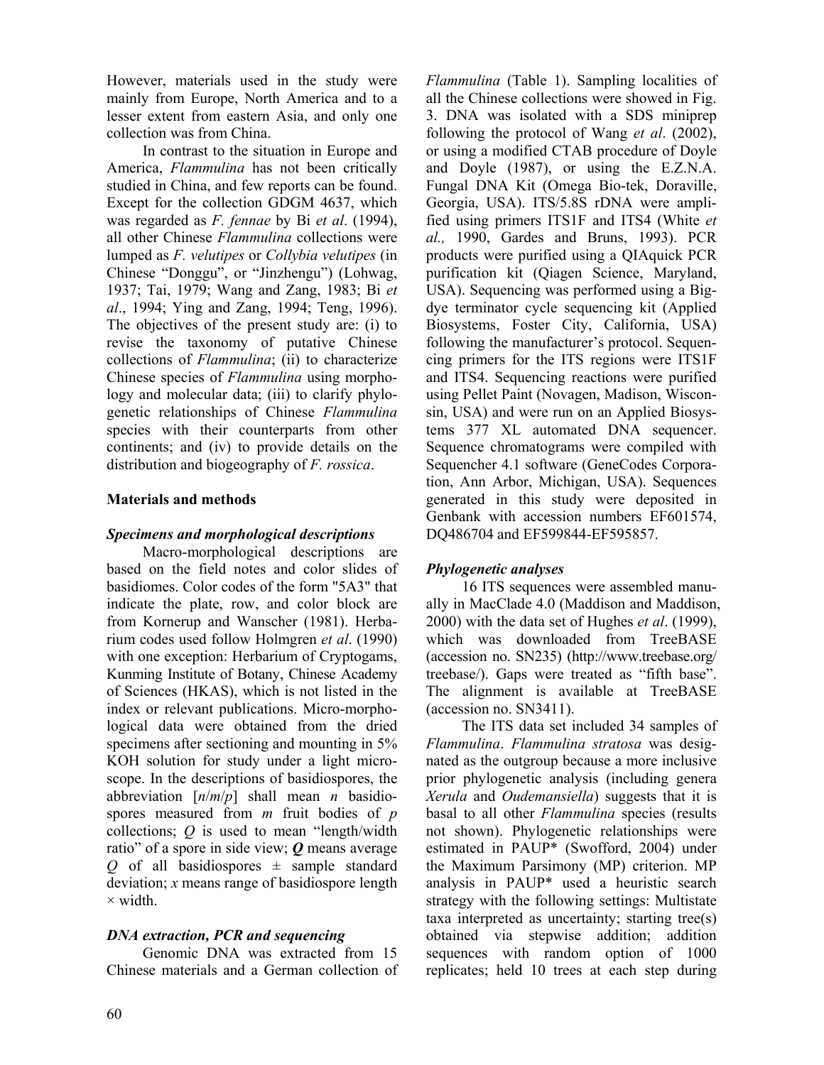However, materials used in the study were mainly from Europe, North America and to a lesser extent from eastern Asia, and only one collection was from China.

In contrast to the situation in Europe and America, *Flammulina* has not been critically studied in China, and few reports can be found. Except for the collection GDGM 4637, which was regarded as *F. fennae* by Bi *et al*. (1994), all other Chinese *Flammulina* collections were lumped as *F. velutipes* or *Collybia velutipes* (in Chinese "Donggu", or "Jinzhengu") (Lohwag, 1937; Tai, 1979; Wang and Zang, 1983; Bi *et al*., 1994; Ying and Zang, 1994; Teng, 1996). The objectives of the present study are: (i) to revise the taxonomy of putative Chinese collections of *Flammulina*; (ii) to characterize Chinese species of *Flammulina* using morphology and molecular data; (iii) to clarify phylogenetic relationships of Chinese *Flammulina* species with their counterparts from other continents; and (iv) to provide details on the distribution and biogeography of *F. rossica*.

## Materials and methods

### *Specimens and morphological descriptions*

Macro-morphological descriptions are based on the field notes and color slides of basidiomes. Color codes of the form "5A3" that indicate the plate, row, and color block are from Kornerup and Wanscher (1981). Herbarium codes used follow Holmgren *et al*. (1990) with one exception: Herbarium of Cryptogams, Kunming Institute of Botany, Chinese Academy of Sciences (HKAS), which is not listed in the index or relevant publications. Micro-morphological data were obtained from the dried specimens after sectioning and mounting in 5% KOH solution for study under a light microscope. In the descriptions of basidiospores, the abbreviation [*n*/*m*/*p*] shall mean *n* basidiospores measured from *m* fruit bodies of *p* collections; *Q* is used to mean "length/width ratio" of a spore in side view; ***Q*** means average *Q* of all basidiospores ± sample standard deviation; *x* means range of basidiospore length × width.

### *DNA extraction, PCR and sequencing*

Genomic DNA was extracted from 15 Chinese materials and a German collection of *Flammulina* (Table 1). Sampling localities of all the Chinese collections were showed in Fig. 3. DNA was isolated with a SDS miniprep following the protocol of Wang *et al*. (2002), or using a modified CTAB procedure of Doyle and Doyle (1987), or using the E.Z.N.A. Fungal DNA Kit (Omega Bio-tek, Doraville, Georgia, USA). ITS/5.8S rDNA were amplified using primers ITS1F and ITS4 (White *et al.,* 1990, Gardes and Bruns, 1993). PCR products were purified using a QIAquick PCR purification kit (Qiagen Science, Maryland, USA). Sequencing was performed using a Big-dye terminator cycle sequencing kit (Applied Biosystems, Foster City, California, USA) following the manufacturer's protocol. Sequencing primers for the ITS regions were ITS1F and ITS4. Sequencing reactions were purified using Pellet Paint (Novagen, Madison, Wisconsin, USA) and were run on an Applied Biosystems 377 XL automated DNA sequencer. Sequence chromatograms were compiled with Sequencher 4.1 software (GeneCodes Corporation, Ann Arbor, Michigan, USA). Sequences generated in this study were deposited in Genbank with accession numbers EF601574, DQ486704 and EF599844-EF595857.

### *Phylogenetic analyses*

16 ITS sequences were assembled manually in MacClade 4.0 (Maddison and Maddison, 2000) with the data set of Hughes *et al*. (1999), which was downloaded from TreeBASE (accession no. SN235) (http://www.treebase.org/treebase/). Gaps were treated as "fifth base". The alignment is available at TreeBASE (accession no. SN3411).

The ITS data set included 34 samples of *Flammulina*. *Flammulina stratosa* was designated as the outgroup because a more inclusive prior phylogenetic analysis (including genera *Xerula* and *Oudemansiella*) suggests that it is basal to all other *Flammulina* species (results not shown). Phylogenetic relationships were estimated in PAUP* (Swofford, 2004) under the Maximum Parsimony (MP) criterion. MP analysis in PAUP* used a heuristic search strategy with the following settings: Multistate taxa interpreted as uncertainty; starting tree(s) obtained via stepwise addition; addition sequences with random option of 1000 replicates; held 10 trees at each step during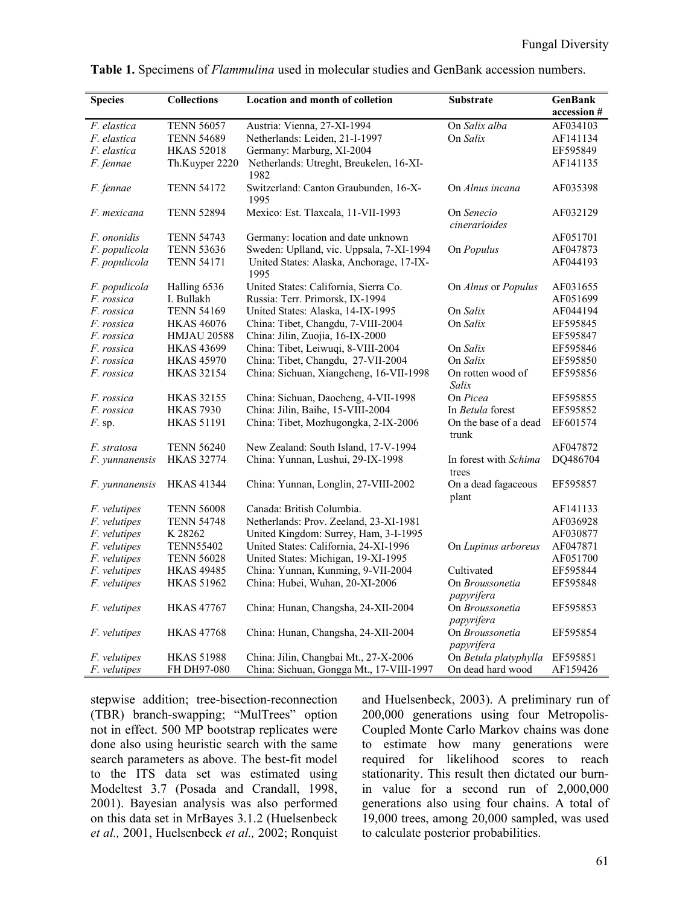**Table 1.** Specimens of *Flammulina* used in molecular studies and GenBank accession numbers.

| Species | Collections | Location and month of colletion | Substrate | GenBank accession # |
|---|---|---|---|---|
| *F. elastica* | TENN 56057 | Austria: Vienna, 27-XI-1994 | On *Salix alba* | AF034103 |
| *F. elastica* | TENN 54689 | Netherlands: Leiden, 21-I-1997 | On *Salix* | AF141134 |
| *F. elastica* | HKAS 52018 | Germany: Marburg, XI-2004 | | EF595849 |
| *F. fennae* | Th.Kuyper 2220 | Netherlands: Utreght, Breukelen, 16-XI-1982 | | AF141135 |
| *F. fennae* | TENN 54172 | Switzerland: Canton Graubunden, 16-X-1995 | On *Alnus incana* | AF035398 |
| *F. mexicana* | TENN 52894 | Mexico: Est. Tlaxcala, 11-VII-1993 | On *Senecio cinerarioides* | AF032129 |
| *F. ononidis* | TENN 54743 | Germany: location and date unknown | | AF051701 |
| *F. populicola* | TENN 53636 | Sweden: Uplland, vic. Uppsala, 7-XI-1994 | On *Populus* | AF047873 |
| *F. populicola* | TENN 54171 | United States: Alaska, Anchorage, 17-IX-1995 | | AF044193 |
| *F. populicola* | Halling 6536 | United States: California, Sierra Co. | On *Alnus* or *Populus* | AF031655 |
| *F. rossica* | I. Bullakh | Russia: Terr. Primorsk, IX-1994 | | AF051699 |
| *F. rossica* | TENN 54169 | United States: Alaska, 14-IX-1995 | On *Salix* | AF044194 |
| *F. rossica* | HKAS 46076 | China: Tibet, Changdu, 7-VIII-2004 | On *Salix* | EF595845 |
| *F. rossica* | HMJAU 20588 | China: Jilin, Zuojia, 16-IX-2000 | | EF595847 |
| *F. rossica* | HKAS 43699 | China: Tibet, Leiwuqi, 8-VIII-2004 | On *Salix* | EF595846 |
| *F. rossica* | HKAS 45970 | China: Tibet, Changdu, 27-VII-2004 | On *Salix* | EF595850 |
| *F. rossica* | HKAS 32154 | China: Sichuan, Xiangcheng, 16-VII-1998 | On rotten wood of *Salix* | EF595856 |
| *F. rossica* | HKAS 32155 | China: Sichuan, Daocheng, 4-VII-1998 | On *Picea* | EF595855 |
| *F. rossica* | HKAS 7930 | China: Jilin, Baihe, 15-VIII-2004 | In *Betula* forest | EF595852 |
| *F.* sp. | HKAS 51191 | China: Tibet, Mozhugongka, 2-IX-2006 | On the base of a dead trunk | EF601574 |
| *F. stratosa* | TENN 56240 | New Zealand: South Island, 17-V-1994 | | AF047872 |
| *F. yunnanensis* | HKAS 32774 | China: Yunnan, Lushui, 29-IX-1998 | In forest with *Schima* trees | DQ486704 |
| *F. yunnanensis* | HKAS 41344 | China: Yunnan, Longlin, 27-VIII-2002 | On a dead fagaceous plant | EF595857 |
| *F. velutipes* | TENN 56008 | Canada: British Columbia. | | AF141133 |
| *F. velutipes* | TENN 54748 | Netherlands: Prov. Zeeland, 23-XI-1981 | | AF036928 |
| *F. velutipes* | K 28262 | United Kingdom: Surrey, Ham, 3-I-1995 | | AF030877 |
| *F. velutipes* | TENN55402 | United States: California, 24-XI-1996 | On *Lupinus arboreus* | AF047871 |
| *F. velutipes* | TENN 56028 | United States: Michigan, 19-XI-1995 | | AF051700 |
| *F. velutipes* | HKAS 49485 | China: Yunnan, Kunming, 9-VII-2004 | Cultivated | EF595844 |
| *F. velutipes* | HKAS 51962 | China: Hubei, Wuhan, 20-XI-2006 | On *Broussonetia papyrifera* | EF595848 |
| *F. velutipes* | HKAS 47767 | China: Hunan, Changsha, 24-XII-2004 | On *Broussonetia papyrifera* | EF595853 |
| *F. velutipes* | HKAS 47768 | China: Hunan, Changsha, 24-XII-2004 | On *Broussonetia papyrifera* | EF595854 |
| *F. velutipes* | HKAS 51988 | China: Jilin, Changbai Mt., 27-X-2006 | On *Betula platyphylla* | EF595851 |
| *F. velutipes* | FH DH97-080 | China: Sichuan, Gongga Mt., 17-VIII-1997 | On dead hard wood | AF159426 |

stepwise addition; tree-bisection-reconnection (TBR) branch-swapping; "MulTrees" option not in effect. 500 MP bootstrap replicates were done also using heuristic search with the same search parameters as above. The best-fit model to the ITS data set was estimated using Modeltest 3.7 (Posada and Crandall, 1998, 2001). Bayesian analysis was also performed on this data set in MrBayes 3.1.2 (Huelsenbeck *et al.,* 2001, Huelsenbeck *et al.,* 2002; Ronquist and Huelsenbeck, 2003). A preliminary run of 200,000 generations using four Metropolis-Coupled Monte Carlo Markov chains was done to estimate how many generations were required for likelihood scores to reach stationarity. This result then dictated our burn-in value for a second run of 2,000,000 generations also using four chains. A total of 19,000 trees, among 20,000 sampled, was used to calculate posterior probabilities.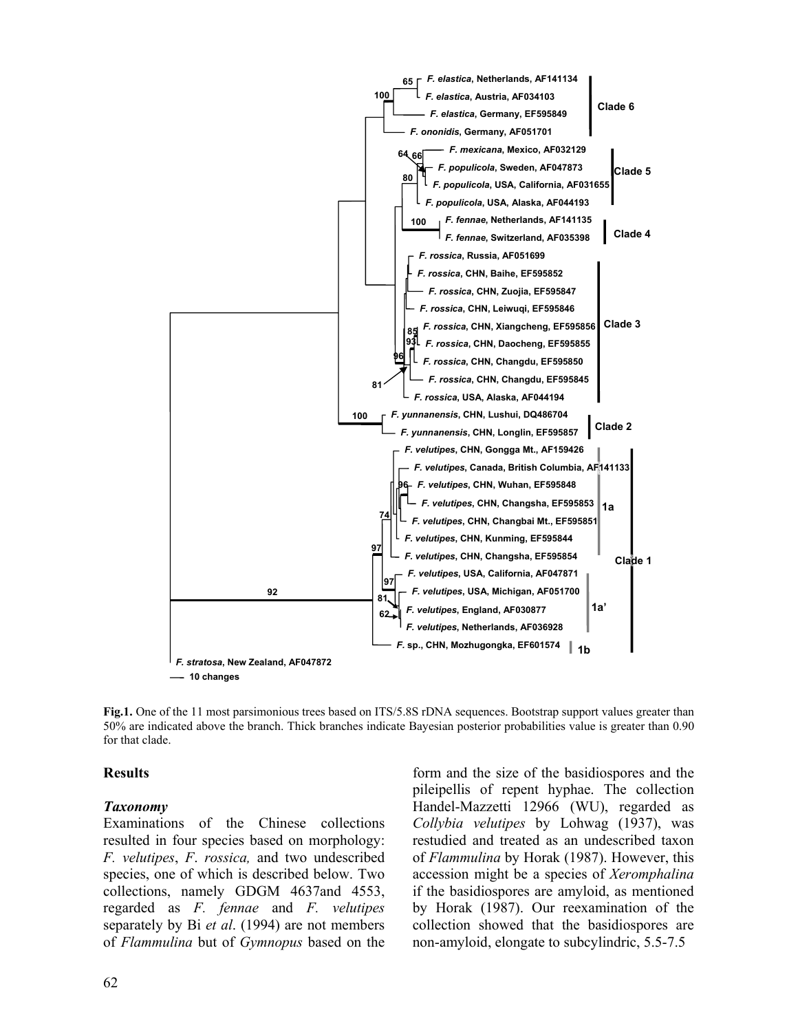Fig.1. One of the 11 most parsimonious trees based on ITS/5.8S rDNA sequences. Bootstrap support values greater than 50% are indicated above the branch. Thick branches indicate Bayesian posterior probabilities value is greater than 0.90 for that clade.

## Results

### *Taxonomy*

Examinations of the Chinese collections resulted in four species based on morphology: *F. velutipes*, *F. rossica,* and two undescribed species, one of which is described below. Two collections, namely GDGM 4637and 4553, regarded as *F. fennae* and *F. velutipes* separately by Bi *et al*. (1994) are not members of *Flammulina* but of *Gymnopus* based on the form and the size of the basidiospores and the pileipellis of repent hyphae. The collection Handel-Mazzetti 12966 (WU), regarded as *Collybia velutipes* by Lohwag (1937), was restudied and treated as an undescribed taxon of *Flammulina* by Horak (1987). However, this accession might be a species of *Xeromphalina* if the basidiospores are amyloid, as mentioned by Horak (1987). Our reexamination of the collection showed that the basidiospores are non-amyloid, elongate to subcylindric, 5.5-7.5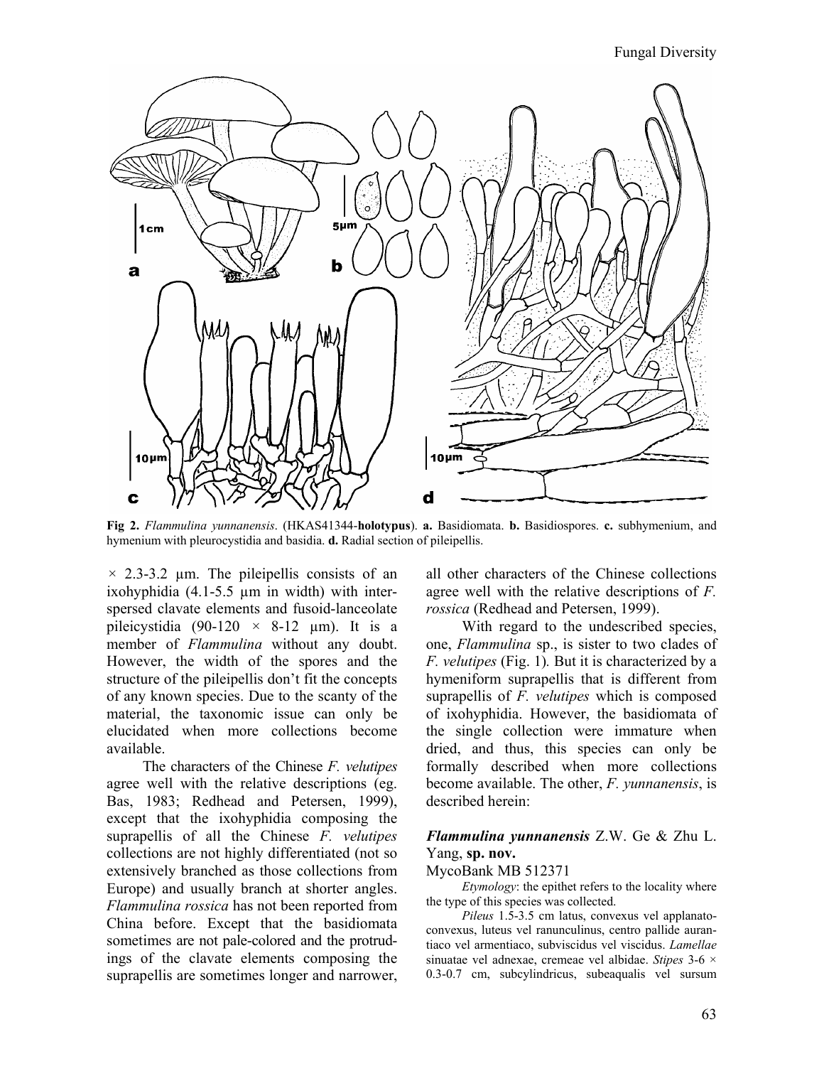**Fig 2.** *Flammulina yunnanensis*. (HKAS41344-**holotypus**). **a.** Basidiomata. **b.** Basidiospores. **c.** subhymenium, and hymenium with pleurocystidia and basidia. **d.** Radial section of pileipellis.

× 2.3-3.2 µm. The pileipellis consists of an ixohyphidia (4.1-5.5 µm in width) with interspersed clavate elements and fusoid-lanceolate pileicystidia (90-120 × 8-12 µm). It is a member of *Flammulina* without any doubt. However, the width of the spores and the structure of the pileipellis don't fit the concepts of any known species. Due to the scanty of the material, the taxonomic issue can only be elucidated when more collections become available.

The characters of the Chinese *F. velutipes* agree well with the relative descriptions (eg. Bas, 1983; Redhead and Petersen, 1999), except that the ixohyphidia composing the suprapellis of all the Chinese *F. velutipes* collections are not highly differentiated (not so extensively branched as those collections from Europe) and usually branch at shorter angles. *Flammulina rossica* has not been reported from China before. Except that the basidiomata sometimes are not pale-colored and the protrudings of the clavate elements composing the suprapellis are sometimes longer and narrower, all other characters of the Chinese collections agree well with the relative descriptions of *F. rossica* (Redhead and Petersen, 1999).

With regard to the undescribed species, one, *Flammulina* sp., is sister to two clades of *F. velutipes* (Fig. 1). But it is characterized by a hymeniform suprapellis that is different from suprapellis of *F. velutipes* which is composed of ixohyphidia. However, the basidiomata of the single collection were immature when dried, and thus, this species can only be formally described when more collections become available. The other, *F. yunnanensis*, is described herein:

### *Flammulina yunnanensis* Z.W. Ge & Zhu L. Yang, **sp. nov.**

MycoBank MB 512371

*Etymology*: the epithet refers to the locality where the type of this species was collected.

*Pileus* 1.5-3.5 cm latus, convexus vel applanato-convexus, luteus vel ranunculinus, centro pallide aurantiaco vel armentiaco, subviscidus vel viscidus. *Lamellae* sinuatae vel adnexae, cremeae vel albidae. *Stipes* 3-6 × 0.3-0.7 cm, subcylindricus, subaequalis vel sursum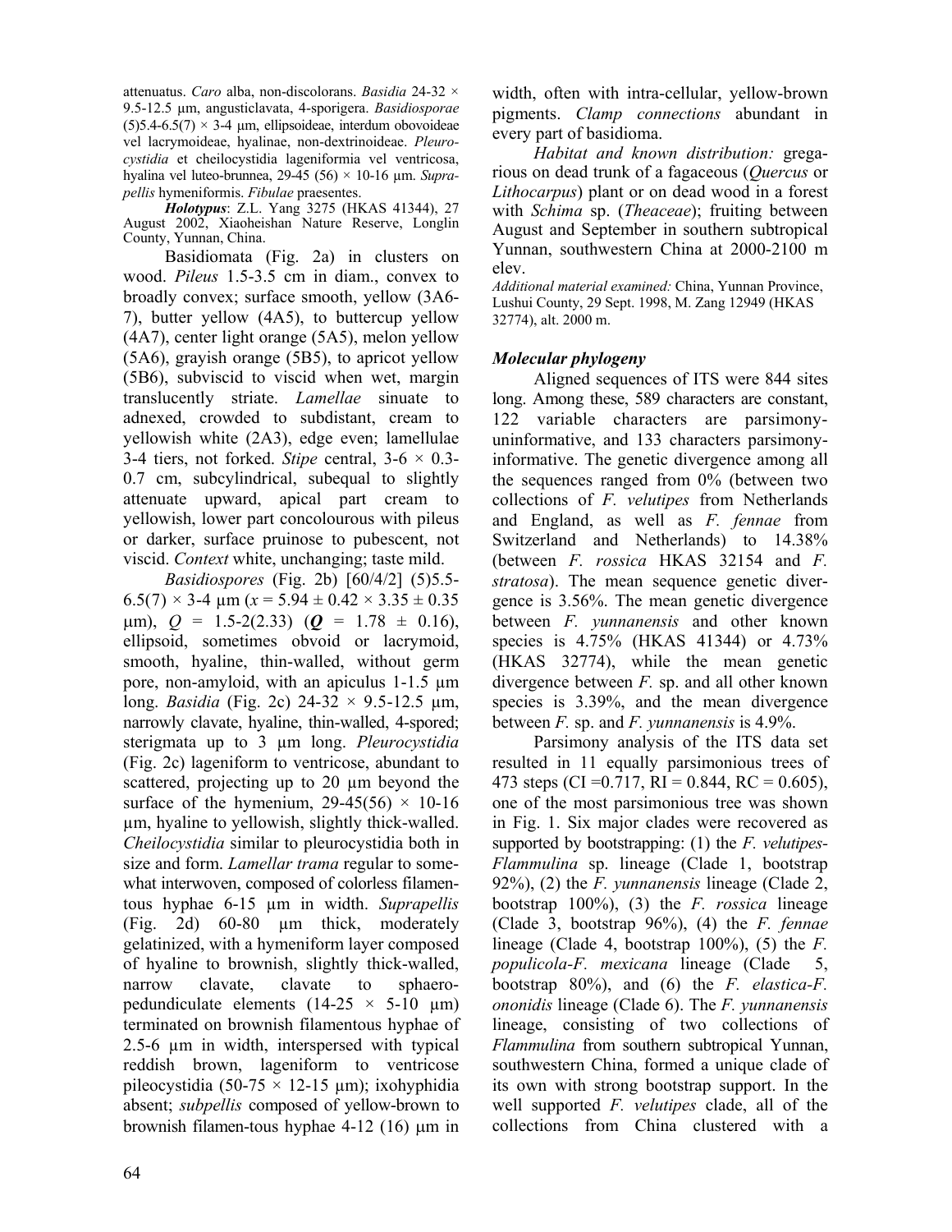attenuatus. *Caro* alba, non-discolorans. *Basidia* 24-32 × 9.5-12.5 µm, angusticlavata, 4-sporigera. *Basidiosporae* (5)5.4-6.5(7) × 3-4 µm, ellipsoideae, interdum obovoideae vel lacrymoideae, hyalinae, non-dextrinoideae. *Pleurocystidia* et cheilocystidia lageniformia vel ventricosa, hyalina vel luteo-brunnea, 29-45 (56) × 10-16 µm. *Suprapellis* hymeniformis. *Fibulae* praesentes.

***Holotypus***: Z.L. Yang 3275 (HKAS 41344), 27 August 2002, Xiaoheishan Nature Reserve, Longlin County, Yunnan, China.

Basidiomata (Fig. 2a) in clusters on wood. *Pileus* 1.5-3.5 cm in diam., convex to broadly convex; surface smooth, yellow (3A6-7), butter yellow (4A5), to buttercup yellow (4A7), center light orange (5A5), melon yellow (5A6), grayish orange (5B5), to apricot yellow (5B6), subviscid to viscid when wet, margin translucently striate. *Lamellae* sinuate to adnexed, crowded to subdistant, cream to yellowish white (2A3), edge even; lamellulae 3-4 tiers, not forked. *Stipe* central, 3-6 × 0.3-0.7 cm, subcylindrical, subequal to slightly attenuate upward, apical part cream to yellowish, lower part concolourous with pileus or darker, surface pruinose to pubescent, not viscid. *Context* white, unchanging; taste mild.

*Basidiospores* (Fig. 2b) [60/4/2] (5)5.5-6.5(7) × 3-4 µm ($x$ = 5.94 ± 0.42 × 3.35 ± 0.35 µm), $Q$ = 1.5-2(2.33) ($\boldsymbol{Q}$ = 1.78 ± 0.16), ellipsoid, sometimes obvoid or lacrymoid, smooth, hyaline, thin-walled, without germ pore, non-amyloid, with an apiculus 1-1.5 µm long. *Basidia* (Fig. 2c) 24-32 × 9.5-12.5 µm, narrowly clavate, hyaline, thin-walled, 4-spored; sterigmata up to 3 µm long. *Pleurocystidia* (Fig. 2c) lageniform to ventricose, abundant to scattered, projecting up to 20 µm beyond the surface of the hymenium, 29-45(56) × 10-16 µm, hyaline to yellowish, slightly thick-walled. *Cheilocystidia* similar to pleurocystidia both in size and form. *Lamellar trama* regular to somewhat interwoven, composed of colorless filamentous hyphae 6-15 µm in width. *Suprapellis* (Fig. 2d) 60-80 µm thick, moderately gelatinized, with a hymeniform layer composed of hyaline to brownish, slightly thick-walled, narrow clavate, clavate to sphaero-pedundiculate elements (14-25 × 5-10 µm) terminated on brownish filamentous hyphae of 2.5-6 µm in width, interspersed with typical reddish brown, lageniform to ventricose pileocystidia (50-75 × 12-15 µm); ixohyphidia absent; *subpellis* composed of yellow-brown to brownish filamen-tous hyphae 4-12 (16) µm in width, often with intra-cellular, yellow-brown pigments. *Clamp connections* abundant in every part of basidioma.

*Habitat and known distribution:* gregarious on dead trunk of a fagaceous (*Quercus* or *Lithocarpus*) plant or on dead wood in a forest with *Schima* sp. (*Theaceae*); fruiting between August and September in southern subtropical Yunnan, southwestern China at 2000-2100 m elev.

*Additional material examined:* China, Yunnan Province, Lushui County, 29 Sept. 1998, M. Zang 12949 (HKAS 32774), alt. 2000 m.

### *Molecular phylogeny*

Aligned sequences of ITS were 844 sites long. Among these, 589 characters are constant, 122 variable characters are parsimony-uninformative, and 133 characters parsimony-informative. The genetic divergence among all the sequences ranged from 0% (between two collections of *F. velutipes* from Netherlands and England, as well as *F. fennae* from Switzerland and Netherlands) to 14.38% (between *F. rossica* HKAS 32154 and *F. stratosa*). The mean sequence genetic divergence is 3.56%. The mean genetic divergence between *F. yunnanensis* and other known species is 4.75% (HKAS 41344) or 4.73% (HKAS 32774), while the mean genetic divergence between *F.* sp. and all other known species is 3.39%, and the mean divergence between *F.* sp. and *F. yunnanensis* is 4.9%.

Parsimony analysis of the ITS data set resulted in 11 equally parsimonious trees of 473 steps (CI =0.717, RI = 0.844, RC = 0.605), one of the most parsimonious tree was shown in Fig. 1. Six major clades were recovered as supported by bootstrapping: (1) the *F. velutipes-Flammulina* sp. lineage (Clade 1, bootstrap 92%), (2) the *F. yunnanensis* lineage (Clade 2, bootstrap 100%), (3) the *F. rossica* lineage (Clade 3, bootstrap 96%), (4) the *F. fennae* lineage (Clade 4, bootstrap 100%), (5) the *F. populicola-F. mexicana* lineage (Clade 5, bootstrap 80%), and (6) the *F. elastica-F. ononidis* lineage (Clade 6). The *F. yunnanensis* lineage, consisting of two collections of *Flammulina* from southern subtropical Yunnan, southwestern China, formed a unique clade of its own with strong bootstrap support. In the well supported *F. velutipes* clade, all of the collections from China clustered with a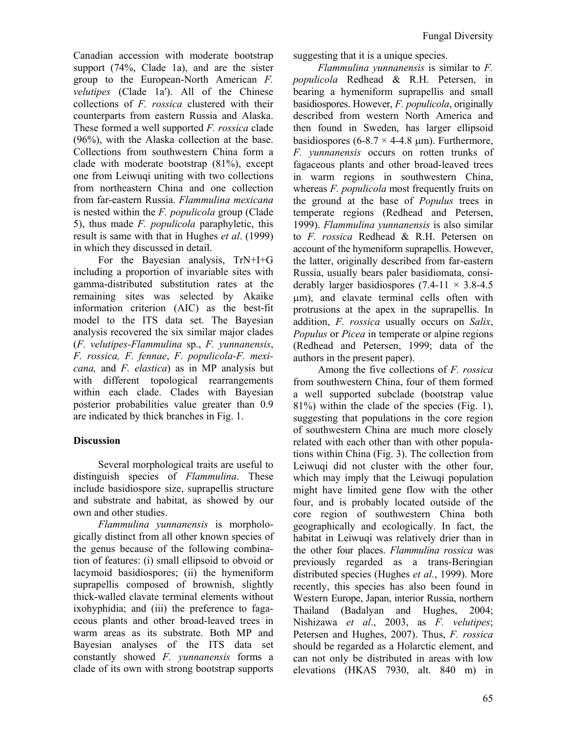Canadian accession with moderate bootstrap support (74%, Clade 1a), and are the sister group to the European-North American *F. velutipes* (Clade 1a′). All of the Chinese collections of *F. rossica* clustered with their counterparts from eastern Russia and Alaska. These formed a well supported *F. rossica* clade (96%), with the Alaska collection at the base. Collections from southwestern China form a clade with moderate bootstrap (81%), except one from Leiwuqi uniting with two collections from northeastern China and one collection from far-eastern Russia. *Flammulina mexicana* is nested within the *F. populicola* group (Clade 5), thus made *F. populicola* paraphyletic, this result is same with that in Hughes *et al*. (1999) in which they discussed in detail.

For the Bayesian analysis, TrN+I+G including a proportion of invariable sites with gamma-distributed substitution rates at the remaining sites was selected by Akaike information criterion (AIC) as the best-fit model to the ITS data set. The Bayesian analysis recovered the six similar major clades (*F. velutipes*-*Flammulina* sp., *F. yunnanensis*, *F. rossica, F. fennae*, *F. populicola*-*F. mexicana,* and *F. elastica*) as in MP analysis but with different topological rearrangements within each clade. Clades with Bayesian posterior probabilities value greater than 0.9 are indicated by thick branches in Fig. 1.

## Discussion

Several morphological traits are useful to distinguish species of *Flammulina*. These include basidiospore size, suprapellis structure and substrate and habitat, as showed by our own and other studies.

*Flammulina yunnanensis* is morphologically distinct from all other known species of the genus because of the following combination of features: (i) small ellipsoid to obvoid or lacymoid basidiospores; (ii) the hymeniform suprapellis composed of brownish, slightly thick-walled clavate terminal elements without ixohyphidia; and (iii) the preference to fagaceous plants and other broad-leaved trees in warm areas as its substrate. Both MP and Bayesian analyses of the ITS data set constantly showed *F. yunnanensis* forms a clade of its own with strong bootstrap supports suggesting that it is a unique species.

*Flammulina yunnanensis* is similar to *F. populicola* Redhead & R.H. Petersen, in bearing a hymeniform suprapellis and small basidiospores. However, *F. populicola*, originally described from western North America and then found in Sweden, has larger ellipsoid basidiospores (6-8.7 × 4-4.8 μm). Furthermore, *F. yunnanensis* occurs on rotten trunks of fagaceous plants and other broad-leaved trees in warm regions in southwestern China, whereas *F. populicola* most frequently fruits on the ground at the base of *Populus* trees in temperate regions (Redhead and Petersen, 1999). *Flammulina yunnanensis* is also similar to *F. rossica* Redhead & R.H. Petersen on account of the hymeniform suprapellis. However, the latter, originally described from far-eastern Russia, usually bears paler basidiomata, considerably larger basidiospores (7.4-11 × 3.8-4.5 μm), and clavate terminal cells often with protrusions at the apex in the suprapellis. In addition, *F. rossica* usually occurs on *Salix*, *Populus* or *Picea* in temperate or alpine regions (Redhead and Petersen, 1999; data of the authors in the present paper).

Among the five collections of *F. rossica* from southwestern China, four of them formed a well supported subclade (bootstrap value 81%) within the clade of the species (Fig. 1), suggesting that populations in the core region of southwestern China are much more closely related with each other than with other populations within China (Fig. 3). The collection from Leiwuqi did not cluster with the other four, which may imply that the Leiwuqi population might have limited gene flow with the other four, and is probably located outside of the core region of southwestern China both geographically and ecologically. In fact, the habitat in Leiwuqi was relatively drier than in the other four places. *Flammulina rossica* was previously regarded as a trans-Beringian distributed species (Hughes *et al.*, 1999). More recently, this species has also been found in Western Europe, Japan, interior Russia, northern Thailand (Badalyan and Hughes, 2004; Nishizawa *et al*., 2003, as *F. velutipes*; Petersen and Hughes, 2007). Thus, *F. rossica* should be regarded as a Holarctic element, and can not only be distributed in areas with low elevations (HKAS 7930, alt. 840 m) in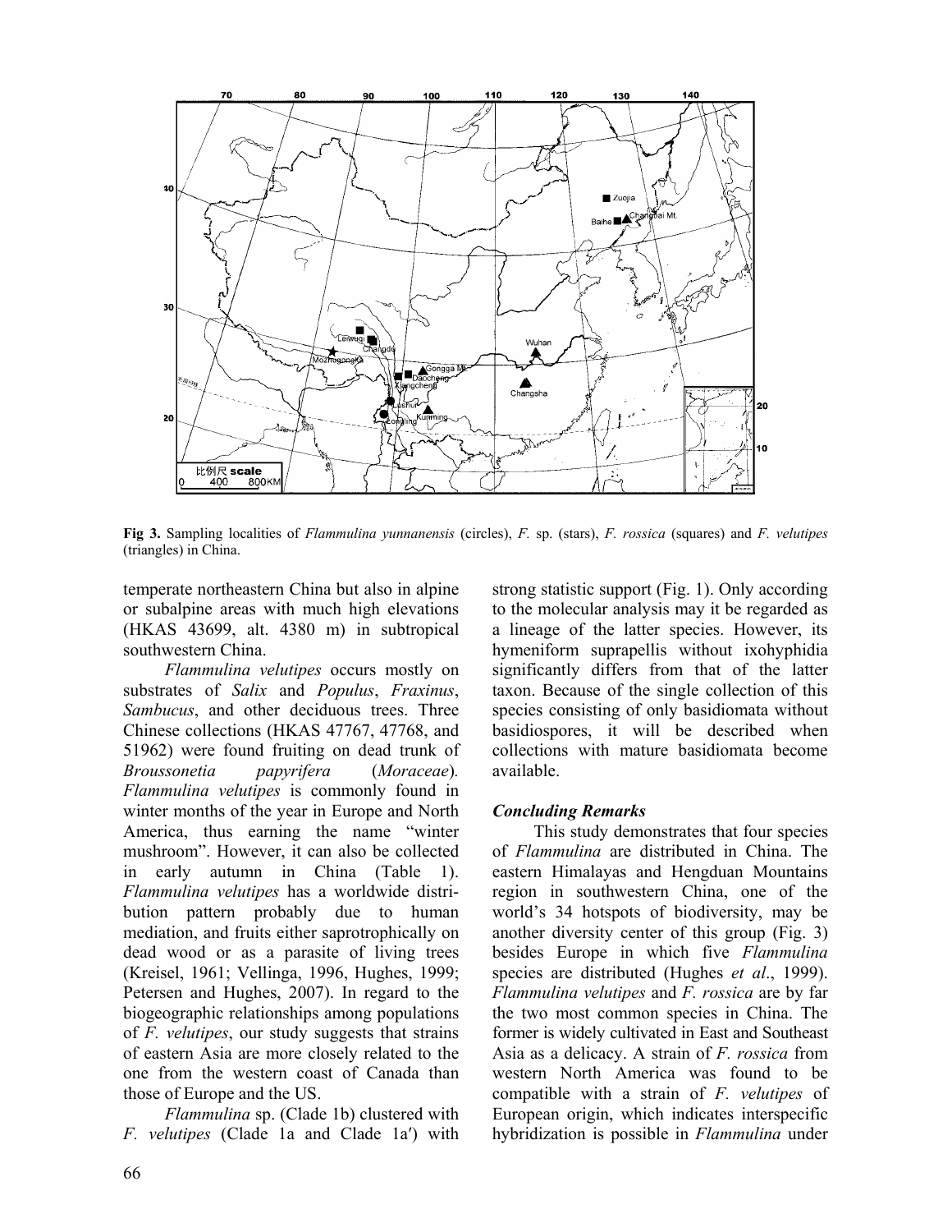**Fig 3.** Sampling localities of *Flammulina yunnanensis* (circles), *F.* sp. (stars), *F. rossica* (squares) and *F. velutipes* (triangles) in China.

temperate northeastern China but also in alpine or subalpine areas with much high elevations (HKAS 43699, alt. 4380 m) in subtropical southwestern China.

*Flammulina velutipes* occurs mostly on substrates of *Salix* and *Populus*, *Fraxinus*, *Sambucus*, and other deciduous trees. Three Chinese collections (HKAS 47767, 47768, and 51962) were found fruiting on dead trunk of *Broussonetia papyrifera* (*Moraceae*). *Flammulina velutipes* is commonly found in winter months of the year in Europe and North America, thus earning the name "winter mushroom". However, it can also be collected in early autumn in China (Table 1). *Flammulina velutipes* has a worldwide distribution pattern probably due to human mediation, and fruits either saprotrophically on dead wood or as a parasite of living trees (Kreisel, 1961; Vellinga, 1996, Hughes, 1999; Petersen and Hughes, 2007). In regard to the biogeographic relationships among populations of *F. velutipes*, our study suggests that strains of eastern Asia are more closely related to the one from the western coast of Canada than those of Europe and the US.

*Flammulina* sp. (Clade 1b) clustered with *F. velutipes* (Clade 1a and Clade 1a′) with strong statistic support (Fig. 1). Only according to the molecular analysis may it be regarded as a lineage of the latter species. However, its hymeniform suprapellis without ixohyphidia significantly differs from that of the latter taxon. Because of the single collection of this species consisting of only basidiomata without basidiospores, it will be described when collections with mature basidiomata become available.

### *Concluding Remarks*

This study demonstrates that four species of *Flammulina* are distributed in China. The eastern Himalayas and Hengduan Mountains region in southwestern China, one of the world's 34 hotspots of biodiversity, may be another diversity center of this group (Fig. 3) besides Europe in which five *Flammulina* species are distributed (Hughes *et al*., 1999). *Flammulina velutipes* and *F. rossica* are by far the two most common species in China. The former is widely cultivated in East and Southeast Asia as a delicacy. A strain of *F. rossica* from western North America was found to be compatible with a strain of *F. velutipes* of European origin, which indicates interspecific hybridization is possible in *Flammulina* under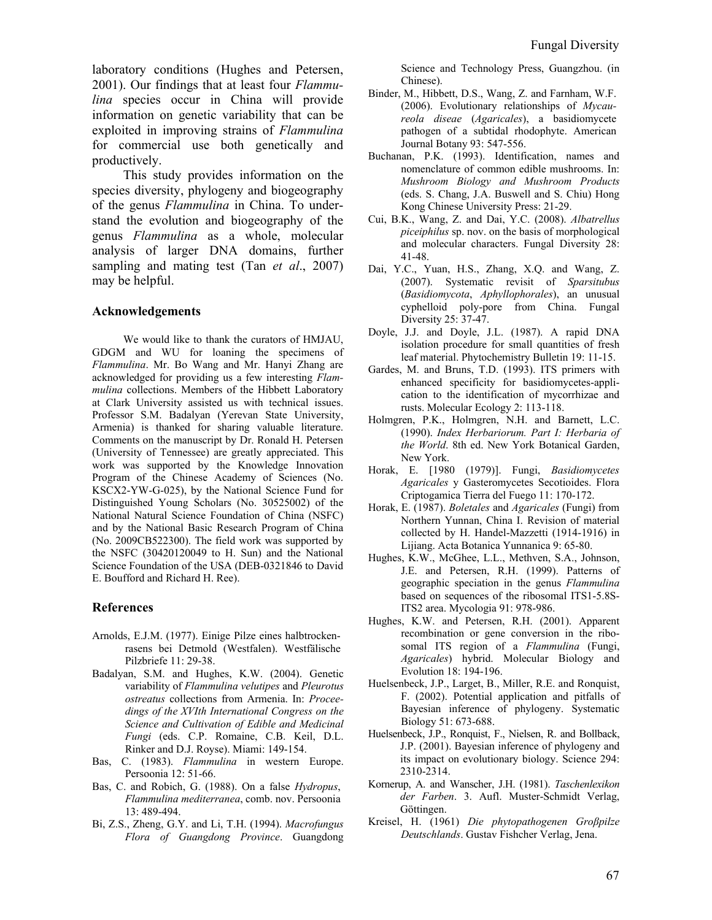laboratory conditions (Hughes and Petersen, 2001). Our findings that at least four *Flammulina* species occur in China will provide information on genetic variability that can be exploited in improving strains of *Flammulina* for commercial use both genetically and productively.

This study provides information on the species diversity, phylogeny and biogeography of the genus *Flammulina* in China. To understand the evolution and biogeography of the genus *Flammulina* as a whole, molecular analysis of larger DNA domains, further sampling and mating test (Tan *et al*., 2007) may be helpful.

## Acknowledgements

We would like to thank the curators of HMJAU, GDGM and WU for loaning the specimens of *Flammulina*. Mr. Bo Wang and Mr. Hanyi Zhang are acknowledged for providing us a few interesting *Flammulina* collections. Members of the Hibbett Laboratory at Clark University assisted us with technical issues. Professor S.M. Badalyan (Yerevan State University, Armenia) is thanked for sharing valuable literature. Comments on the manuscript by Dr. Ronald H. Petersen (University of Tennessee) are greatly appreciated. This work was supported by the Knowledge Innovation Program of the Chinese Academy of Sciences (No. KSCX2-YW-G-025), by the National Science Fund for Distinguished Young Scholars (No. 30525002) of the National Natural Science Foundation of China (NSFC) and by the National Basic Research Program of China (No. 2009CB522300). The field work was supported by the NSFC (30420120049 to H. Sun) and the National Science Foundation of the USA (DEB-0321846 to David E. Boufford and Richard H. Ree).

## References

Arnolds, E.J.M. (1977). Einige Pilze eines halbtrockenrasens bei Detmold (Westfalen). Westfälische Pilzbriefe 11: 29-38.

Badalyan, S.M. and Hughes, K.W. (2004). Genetic variability of *Flammulina velutipes* and *Pleurotus ostreatus* collections from Armenia. In: *Proceedings of the XVIth International Congress on the Science and Cultivation of Edible and Medicinal Fungi* (eds. C.P. Romaine, C.B. Keil, D.L. Rinker and D.J. Royse). Miami: 149-154.

Bas, C. (1983). *Flammulina* in western Europe. Persoonia 12: 51-66.

Bas, C. and Robich, G. (1988). On a false *Hydropus*, *Flammulina mediterranea*, comb. nov. Persoonia 13: 489-494.

Bi, Z.S., Zheng, G.Y. and Li, T.H. (1994). *Macrofungus Flora of Guangdong Province*. Guangdong Science and Technology Press, Guangzhou. (in Chinese).

Binder, M., Hibbett, D.S., Wang, Z. and Farnham, W.F. (2006). Evolutionary relationships of *Mycaureola diseae* (*Agaricales*), a basidiomycete pathogen of a subtidal rhodophyte. American Journal Botany 93: 547-556.

Buchanan, P.K. (1993). Identification, names and nomenclature of common edible mushrooms. In: *Mushroom Biology and Mushroom Products* (eds. S. Chang, J.A. Buswell and S. Chiu) Hong Kong Chinese University Press: 21-29.

Cui, B.K., Wang, Z. and Dai, Y.C. (2008). *Albatrellus piceiphilus* sp. nov. on the basis of morphological and molecular characters. Fungal Diversity 28: 41-48.

Dai, Y.C., Yuan, H.S., Zhang, X.Q. and Wang, Z. (2007). Systematic revisit of *Sparsitubus* (*Basidiomycota*, *Aphyllophorales*), an unusual cyphelloid poly-pore from China. Fungal Diversity 25: 37-47.

Doyle, J.J. and Doyle, J.L. (1987). A rapid DNA isolation procedure for small quantities of fresh leaf material. Phytochemistry Bulletin 19: 11-15.

Gardes, M. and Bruns, T.D. (1993). ITS primers with enhanced specificity for basidiomycetes-application to the identification of mycorrhizae and rusts. Molecular Ecology 2: 113-118.

Holmgren, P.K., Holmgren, N.H. and Barnett, L.C. (1990). *Index Herbariorum. Part I: Herbaria of the World*. 8th ed. New York Botanical Garden, New York.

Horak, E. [1980 (1979)]. Fungi, *Basidiomycetes Agaricales* y Gasteromycetes Secotioides. Flora Criptogamica Tierra del Fuego 11: 170-172.

Horak, E. (1987). *Boletales* and *Agaricales* (Fungi) from Northern Yunnan, China I. Revision of material collected by H. Handel-Mazzetti (1914-1916) in Lijiang. Acta Botanica Yunnanica 9: 65-80.

Hughes, K.W., McGhee, L.L., Methven, S.A., Johnson, J.E. and Petersen, R.H. (1999). Patterns of geographic speciation in the genus *Flammulina* based on sequences of the ribosomal ITS1-5.8S-ITS2 area. Mycologia 91: 978-986.

Hughes, K.W. and Petersen, R.H. (2001). Apparent recombination or gene conversion in the ribosomal ITS region of a *Flammulina* (Fungi, *Agaricales*) hybrid. Molecular Biology and Evolution 18: 194-196.

Huelsenbeck, J.P., Larget, B., Miller, R.E. and Ronquist, F. (2002). Potential application and pitfalls of Bayesian inference of phylogeny. Systematic Biology 51: 673-688.

Huelsenbeck, J.P., Ronquist, F., Nielsen, R. and Bollback, J.P. (2001). Bayesian inference of phylogeny and its impact on evolutionary biology. Science 294: 2310-2314.

Kornerup, A. and Wanscher, J.H. (1981). *Taschenlexikon der Farben*. 3. Aufl. Muster-Schmidt Verlag, Göttingen.

Kreisel, H. (1961) *Die phytopathogenen Großpilze Deutschlands*. Gustav Fishcher Verlag, Jena.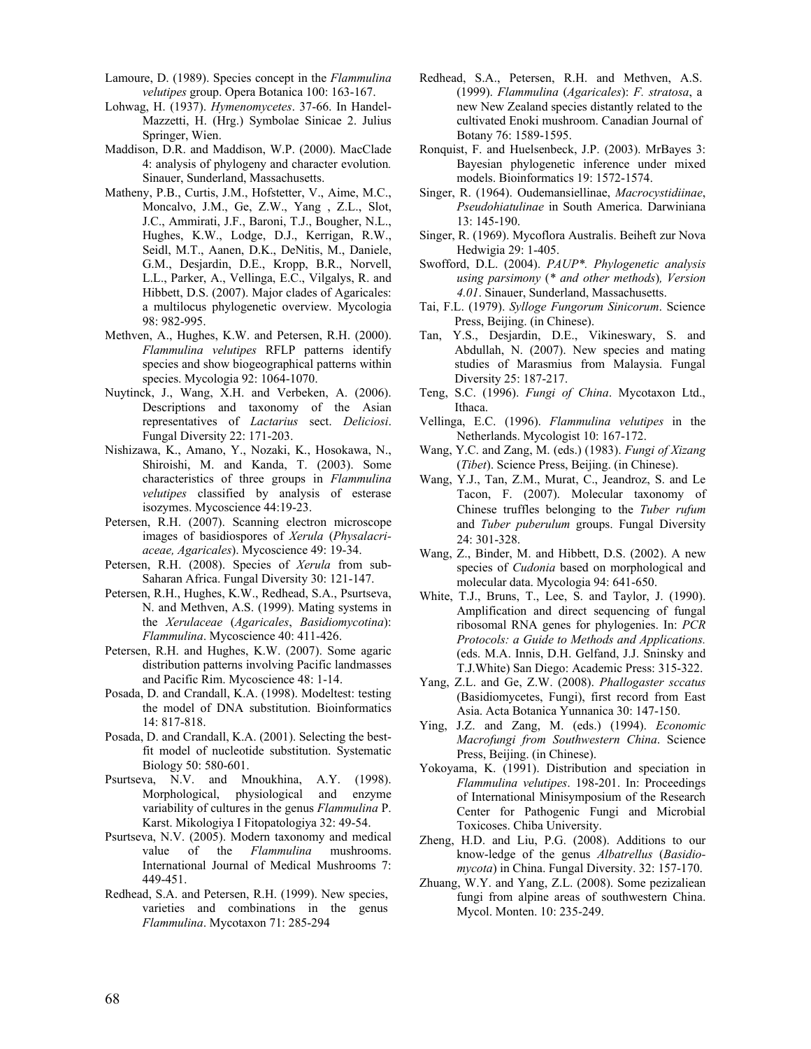Lamoure, D. (1989). Species concept in the *Flammulina velutipes* group. Opera Botanica 100: 163-167.

Lohwag, H. (1937). *Hymenomycetes*. 37-66. In Handel-Mazzetti, H. (Hrg.) Symbolae Sinicae 2. Julius Springer, Wien.

Maddison, D.R. and Maddison, W.P. (2000). MacClade 4: analysis of phylogeny and character evolution. Sinauer, Sunderland, Massachusetts.

Matheny, P.B., Curtis, J.M., Hofstetter, V., Aime, M.C., Moncalvo, J.M., Ge, Z.W., Yang , Z.L., Slot, J.C., Ammirati, J.F., Baroni, T.J., Bougher, N.L., Hughes, K.W., Lodge, D.J., Kerrigan, R.W., Seidl, M.T., Aanen, D.K., DeNitis, M., Daniele, G.M., Desjardin, D.E., Kropp, B.R., Norvell, L.L., Parker, A., Vellinga, E.C., Vilgalys, R. and Hibbett, D.S. (2007). Major clades of Agaricales: a multilocus phylogenetic overview. Mycologia 98: 982-995.

Methven, A., Hughes, K.W. and Petersen, R.H. (2000). *Flammulina velutipes* RFLP patterns identify species and show biogeographical patterns within species. Mycologia 92: 1064-1070.

Nuytinck, J., Wang, X.H. and Verbeken, A. (2006). Descriptions and taxonomy of the Asian representatives of *Lactarius* sect. *Deliciosi*. Fungal Diversity 22: 171-203.

Nishizawa, K., Amano, Y., Nozaki, K., Hosokawa, N., Shiroishi, M. and Kanda, T. (2003). Some characteristics of three groups in *Flammulina velutipes* classified by analysis of esterase isozymes. Mycoscience 44:19-23.

Petersen, R.H. (2007). Scanning electron microscope images of basidiospores of *Xerula* (*Physalacriaceae, Agaricales*). Mycoscience 49: 19-34.

Petersen, R.H. (2008). Species of *Xerula* from sub-Saharan Africa. Fungal Diversity 30: 121-147.

Petersen, R.H., Hughes, K.W., Redhead, S.A., Psurtseva, N. and Methven, A.S. (1999). Mating systems in the *Xerulaceae* (*Agaricales*, *Basidiomycotina*): *Flammulina*. Mycoscience 40: 411-426.

Petersen, R.H. and Hughes, K.W. (2007). Some agaric distribution patterns involving Pacific landmasses and Pacific Rim. Mycoscience 48: 1-14.

Posada, D. and Crandall, K.A. (1998). Modeltest: testing the model of DNA substitution. Bioinformatics 14: 817-818.

Posada, D. and Crandall, K.A. (2001). Selecting the best-fit model of nucleotide substitution. Systematic Biology 50: 580-601.

Psurtseva, N.V. and Mnoukhina, A.Y. (1998). Morphological, physiological and enzyme variability of cultures in the genus *Flammulina* P. Karst. Mikologiya I Fitopatologiya 32: 49-54.

Psurtseva, N.V. (2005). Modern taxonomy and medical value of the *Flammulina* mushrooms. International Journal of Medical Mushrooms 7: 449-451.

Redhead, S.A. and Petersen, R.H. (1999). New species, varieties and combinations in the genus *Flammulina*. Mycotaxon 71: 285-294

Redhead, S.A., Petersen, R.H. and Methven, A.S. (1999). *Flammulina* (*Agaricales*): *F. stratosa*, a new New Zealand species distantly related to the cultivated Enoki mushroom. Canadian Journal of Botany 76: 1589-1595.

Ronquist, F. and Huelsenbeck, J.P. (2003). MrBayes 3: Bayesian phylogenetic inference under mixed models. Bioinformatics 19: 1572-1574.

Singer, R. (1964). Oudemansiellinae, *Macrocystidiinae*, *Pseudohiatulinae* in South America. Darwiniana 13: 145-190.

Singer, R. (1969). Mycoflora Australis. Beiheft zur Nova Hedwigia 29: 1-405.

Swofford, D.L. (2004). *PAUP\*. Phylogenetic analysis using parsimony* (*\* and other methods*)*, Version 4.01*. Sinauer, Sunderland, Massachusetts.

Tai, F.L. (1979). *Sylloge Fungorum Sinicorum*. Science Press, Beijing. (in Chinese).

Tan, Y.S., Desjardin, D.E., Vikineswary, S. and Abdullah, N. (2007). New species and mating studies of Marasmius from Malaysia. Fungal Diversity 25: 187-217.

Teng, S.C. (1996). *Fungi of China*. Mycotaxon Ltd., Ithaca.

Vellinga, E.C. (1996). *Flammulina velutipes* in the Netherlands. Mycologist 10: 167-172.

Wang, Y.C. and Zang, M. (eds.) (1983). *Fungi of Xizang* (*Tibet*). Science Press, Beijing. (in Chinese).

Wang, Y.J., Tan, Z.M., Murat, C., Jeandroz, S. and Le Tacon, F. (2007). Molecular taxonomy of Chinese truffles belonging to the *Tuber rufum* and *Tuber puberulum* groups. Fungal Diversity 24: 301-328.

Wang, Z., Binder, M. and Hibbett, D.S. (2002). A new species of *Cudonia* based on morphological and molecular data. Mycologia 94: 641-650.

White, T.J., Bruns, T., Lee, S. and Taylor, J. (1990). Amplification and direct sequencing of fungal ribosomal RNA genes for phylogenies. In: *PCR Protocols: a Guide to Methods and Applications.* (eds. M.A. Innis, D.H. Gelfand, J.J. Sninsky and T.J.White) San Diego: Academic Press: 315-322.

Yang, Z.L. and Ge, Z.W. (2008). *Phallogaster sccatus* (Basidiomycetes, Fungi), first record from East Asia. Acta Botanica Yunnanica 30: 147-150.

Ying, J.Z. and Zang, M. (eds.) (1994). *Economic Macrofungi from Southwestern China*. Science Press, Beijing. (in Chinese).

Yokoyama, K. (1991). Distribution and speciation in *Flammulina velutipes*. 198-201. In: Proceedings of International Minisymposium of the Research Center for Pathogenic Fungi and Microbial Toxicoses. Chiba University.

Zheng, H.D. and Liu, P.G. (2008). Additions to our know-ledge of the genus *Albatrellus* (*Basidiomycota*) in China. Fungal Diversity. 32: 157-170.

Zhuang, W.Y. and Yang, Z.L. (2008). Some pezizalean fungi from alpine areas of southwestern China. Mycol. Monten. 10: 235-249.